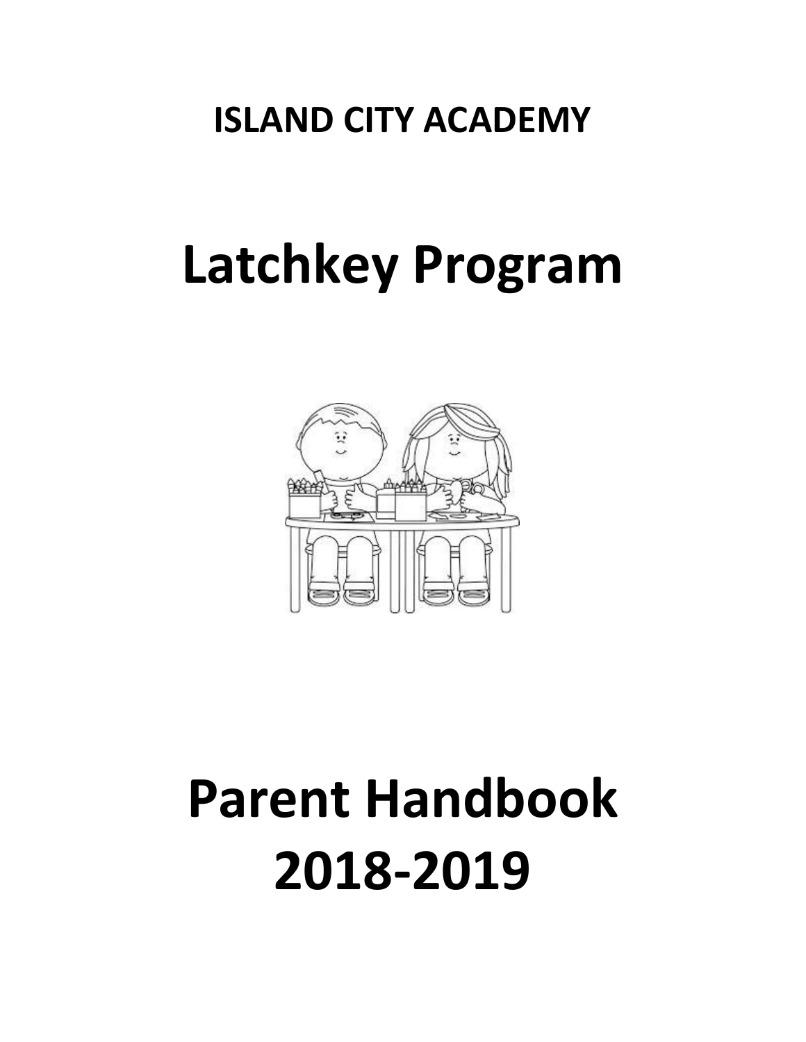**ISLAND CITY ACADEMY**

# Latchkey Program

# Parent Handbook 2018-2019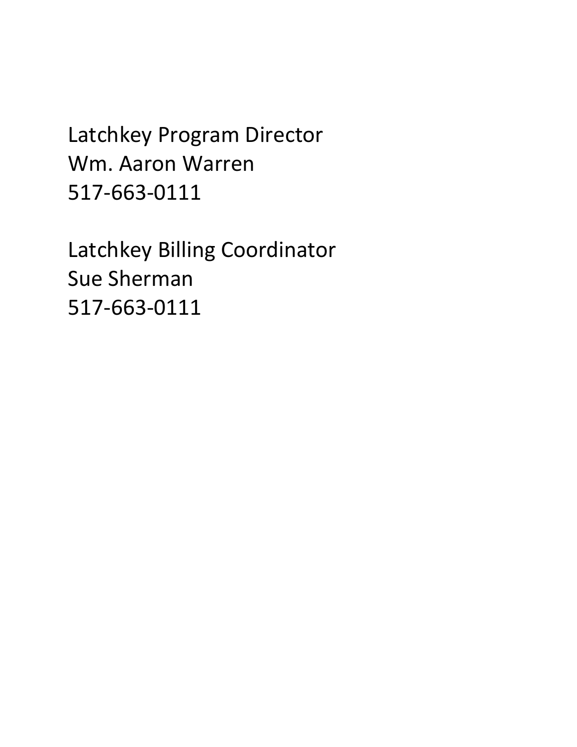Latchkey Program Director
Wm. Aaron Warren
517-663-0111

Latchkey Billing Coordinator
Sue Sherman
517-663-0111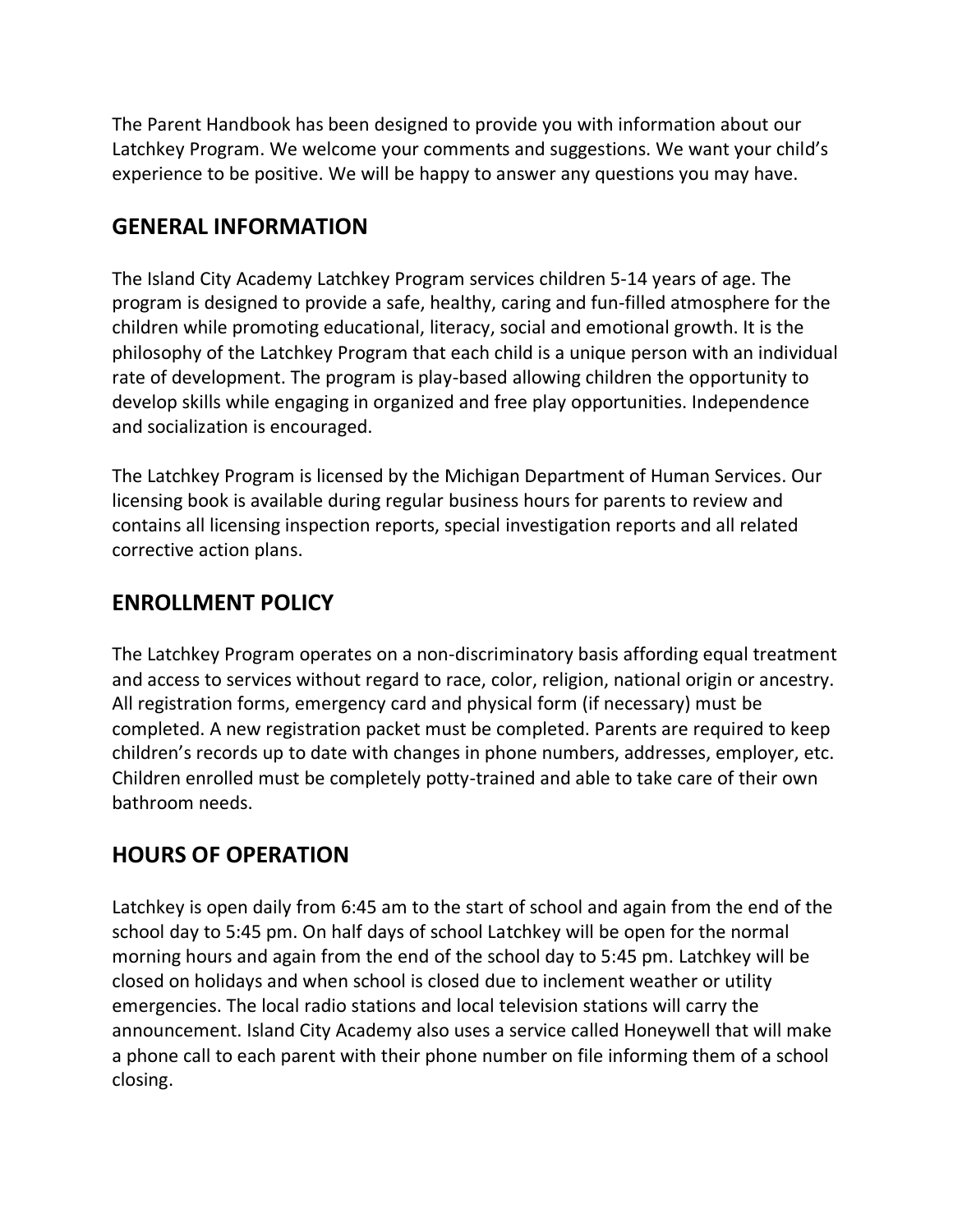The Parent Handbook has been designed to provide you with information about our Latchkey Program. We welcome your comments and suggestions. We want your child's experience to be positive. We will be happy to answer any questions you may have.

## GENERAL INFORMATION

The Island City Academy Latchkey Program services children 5-14 years of age. The program is designed to provide a safe, healthy, caring and fun-filled atmosphere for the children while promoting educational, literacy, social and emotional growth. It is the philosophy of the Latchkey Program that each child is a unique person with an individual rate of development. The program is play-based allowing children the opportunity to develop skills while engaging in organized and free play opportunities. Independence and socialization is encouraged.

The Latchkey Program is licensed by the Michigan Department of Human Services. Our licensing book is available during regular business hours for parents to review and contains all licensing inspection reports, special investigation reports and all related corrective action plans.

## ENROLLMENT POLICY

The Latchkey Program operates on a non-discriminatory basis affording equal treatment and access to services without regard to race, color, religion, national origin or ancestry. All registration forms, emergency card and physical form (if necessary) must be completed. A new registration packet must be completed. Parents are required to keep children's records up to date with changes in phone numbers, addresses, employer, etc. Children enrolled must be completely potty-trained and able to take care of their own bathroom needs.

## HOURS OF OPERATION

Latchkey is open daily from 6:45 am to the start of school and again from the end of the school day to 5:45 pm. On half days of school Latchkey will be open for the normal morning hours and again from the end of the school day to 5:45 pm. Latchkey will be closed on holidays and when school is closed due to inclement weather or utility emergencies. The local radio stations and local television stations will carry the announcement. Island City Academy also uses a service called Honeywell that will make a phone call to each parent with their phone number on file informing them of a school closing.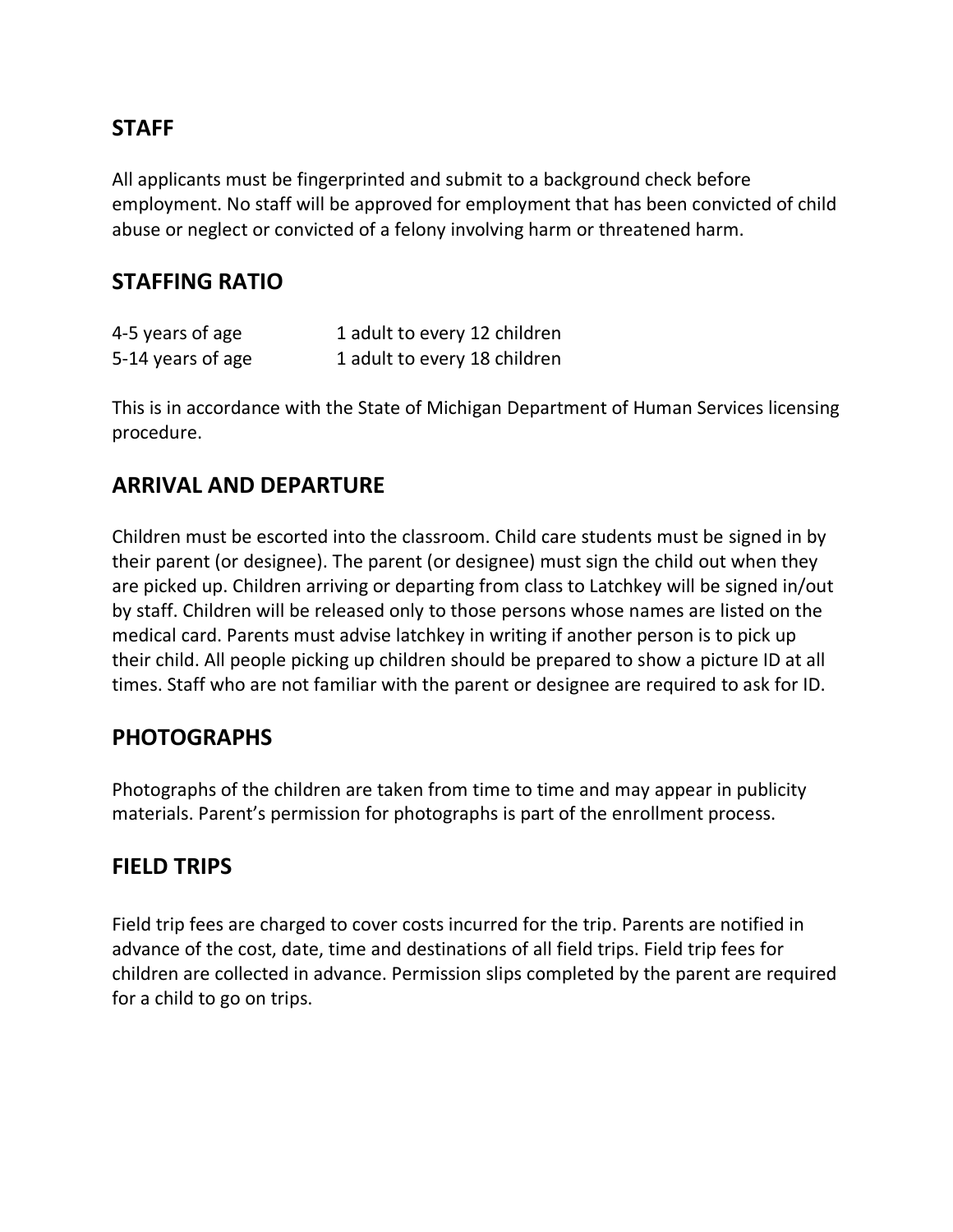## STAFF

All applicants must be fingerprinted and submit to a background check before employment. No staff will be approved for employment that has been convicted of child abuse or neglect or convicted of a felony involving harm or threatened harm.

## STAFFING RATIO

| | |
|---|---|
| 4-5 years of age | 1 adult to every 12 children |
| 5-14 years of age | 1 adult to every 18 children |

This is in accordance with the State of Michigan Department of Human Services licensing procedure.

## ARRIVAL AND DEPARTURE

Children must be escorted into the classroom. Child care students must be signed in by their parent (or designee). The parent (or designee) must sign the child out when they are picked up. Children arriving or departing from class to Latchkey will be signed in/out by staff. Children will be released only to those persons whose names are listed on the medical card. Parents must advise latchkey in writing if another person is to pick up their child. All people picking up children should be prepared to show a picture ID at all times. Staff who are not familiar with the parent or designee are required to ask for ID.

## PHOTOGRAPHS

Photographs of the children are taken from time to time and may appear in publicity materials. Parent's permission for photographs is part of the enrollment process.

## FIELD TRIPS

Field trip fees are charged to cover costs incurred for the trip. Parents are notified in advance of the cost, date, time and destinations of all field trips. Field trip fees for children are collected in advance. Permission slips completed by the parent are required for a child to go on trips.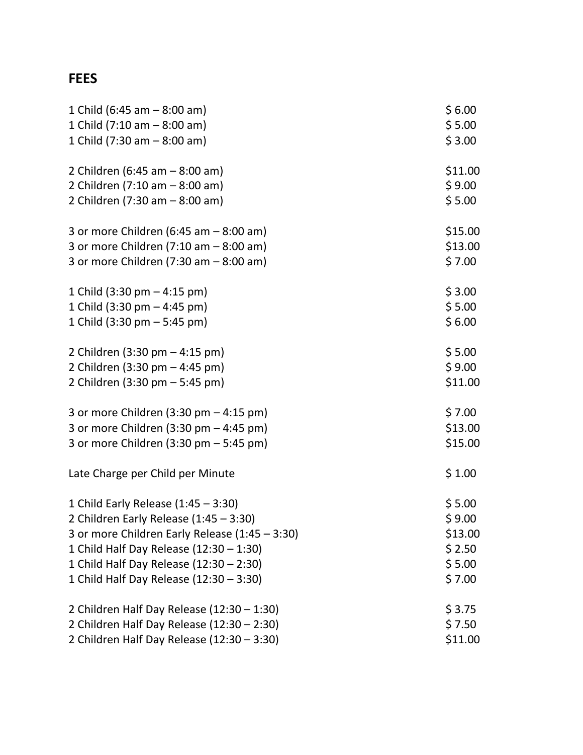## FEES

| | |
|---|---|
| 1 Child (6:45 am – 8:00 am) | $ 6.00 |
| 1 Child (7:10 am – 8:00 am) | $ 5.00 |
| 1 Child (7:30 am – 8:00 am) | $ 3.00 |
| 2 Children (6:45 am – 8:00 am) | $11.00 |
| 2 Children (7:10 am – 8:00 am) | $ 9.00 |
| 2 Children (7:30 am – 8:00 am) | $ 5.00 |
| 3 or more Children (6:45 am – 8:00 am) | $15.00 |
| 3 or more Children (7:10 am – 8:00 am) | $13.00 |
| 3 or more Children (7:30 am – 8:00 am) | $ 7.00 |
| 1 Child (3:30 pm – 4:15 pm) | $ 3.00 |
| 1 Child (3:30 pm – 4:45 pm) | $ 5.00 |
| 1 Child (3:30 pm – 5:45 pm) | $ 6.00 |
| 2 Children (3:30 pm – 4:15 pm) | $ 5.00 |
| 2 Children (3:30 pm – 4:45 pm) | $ 9.00 |
| 2 Children (3:30 pm – 5:45 pm) | $11.00 |
| 3 or more Children (3:30 pm – 4:15 pm) | $ 7.00 |
| 3 or more Children (3:30 pm – 4:45 pm) | $13.00 |
| 3 or more Children (3:30 pm – 5:45 pm) | $15.00 |
| Late Charge per Child per Minute | $ 1.00 |
| 1 Child Early Release (1:45 – 3:30) | $ 5.00 |
| 2 Children Early Release (1:45 – 3:30) | $ 9.00 |
| 3 or more Children Early Release (1:45 – 3:30) | $13.00 |
| 1 Child Half Day Release (12:30 – 1:30) | $ 2.50 |
| 1 Child Half Day Release (12:30 – 2:30) | $ 5.00 |
| 1 Child Half Day Release (12:30 – 3:30) | $ 7.00 |
| 2 Children Half Day Release (12:30 – 1:30) | $ 3.75 |
| 2 Children Half Day Release (12:30 – 2:30) | $ 7.50 |
| 2 Children Half Day Release (12:30 – 3:30) | $11.00 |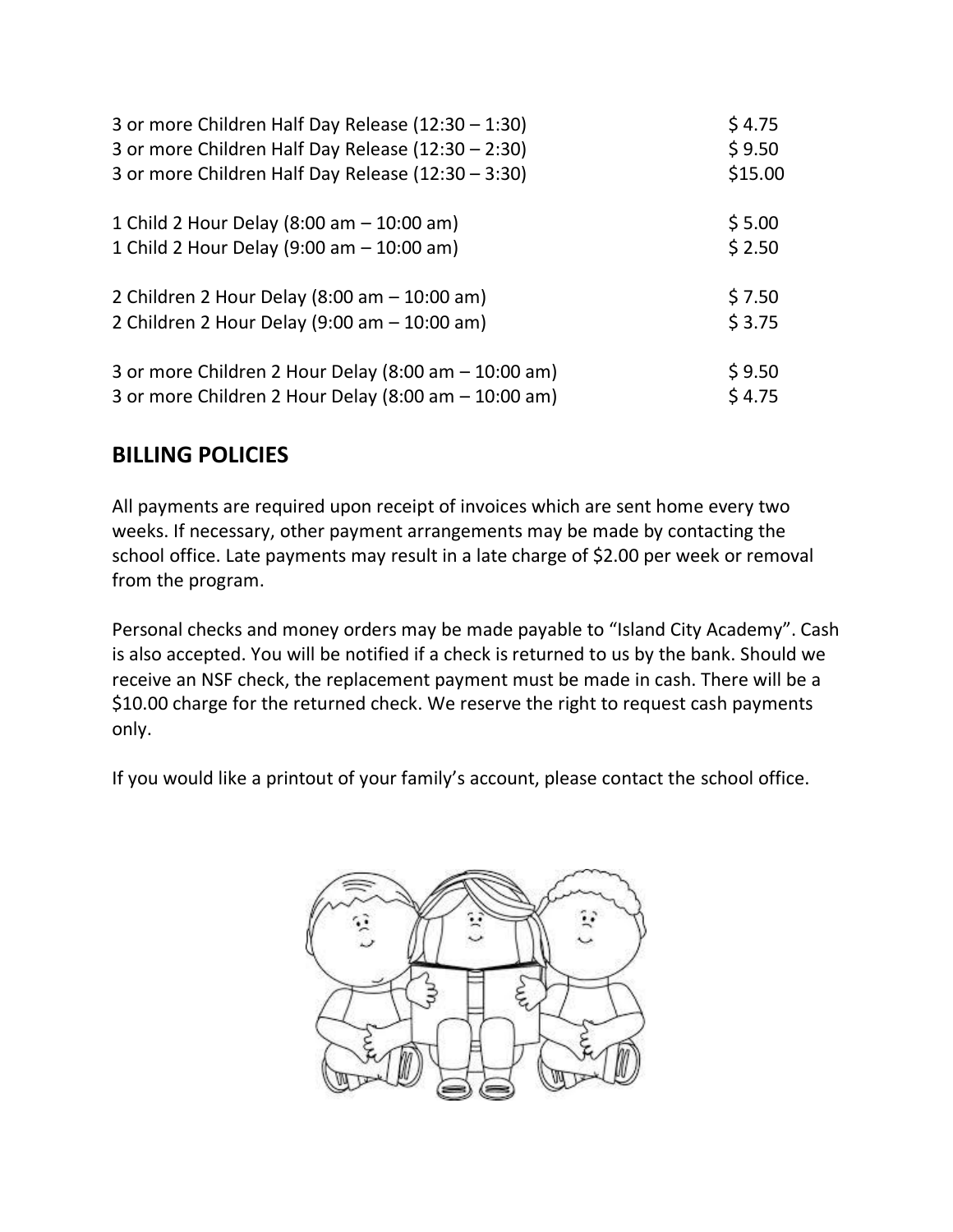| | |
|---|---|
| 3 or more Children Half Day Release (12:30 – 1:30) | $ 4.75 |
| 3 or more Children Half Day Release (12:30 – 2:30) | $ 9.50 |
| 3 or more Children Half Day Release (12:30 – 3:30) | $15.00 |
| 1 Child 2 Hour Delay (8:00 am – 10:00 am) | $ 5.00 |
| 1 Child 2 Hour Delay (9:00 am – 10:00 am) | $ 2.50 |
| 2 Children 2 Hour Delay (8:00 am – 10:00 am) | $ 7.50 |
| 2 Children 2 Hour Delay (9:00 am – 10:00 am) | $ 3.75 |
| 3 or more Children 2 Hour Delay (8:00 am – 10:00 am) | $ 9.50 |
| 3 or more Children 2 Hour Delay (8:00 am – 10:00 am) | $ 4.75 |

## BILLING POLICIES

All payments are required upon receipt of invoices which are sent home every two weeks. If necessary, other payment arrangements may be made by contacting the school office. Late payments may result in a late charge of $2.00 per week or removal from the program.

Personal checks and money orders may be made payable to "Island City Academy". Cash is also accepted. You will be notified if a check is returned to us by the bank. Should we receive an NSF check, the replacement payment must be made in cash. There will be a $10.00 charge for the returned check. We reserve the right to request cash payments only.

If you would like a printout of your family's account, please contact the school office.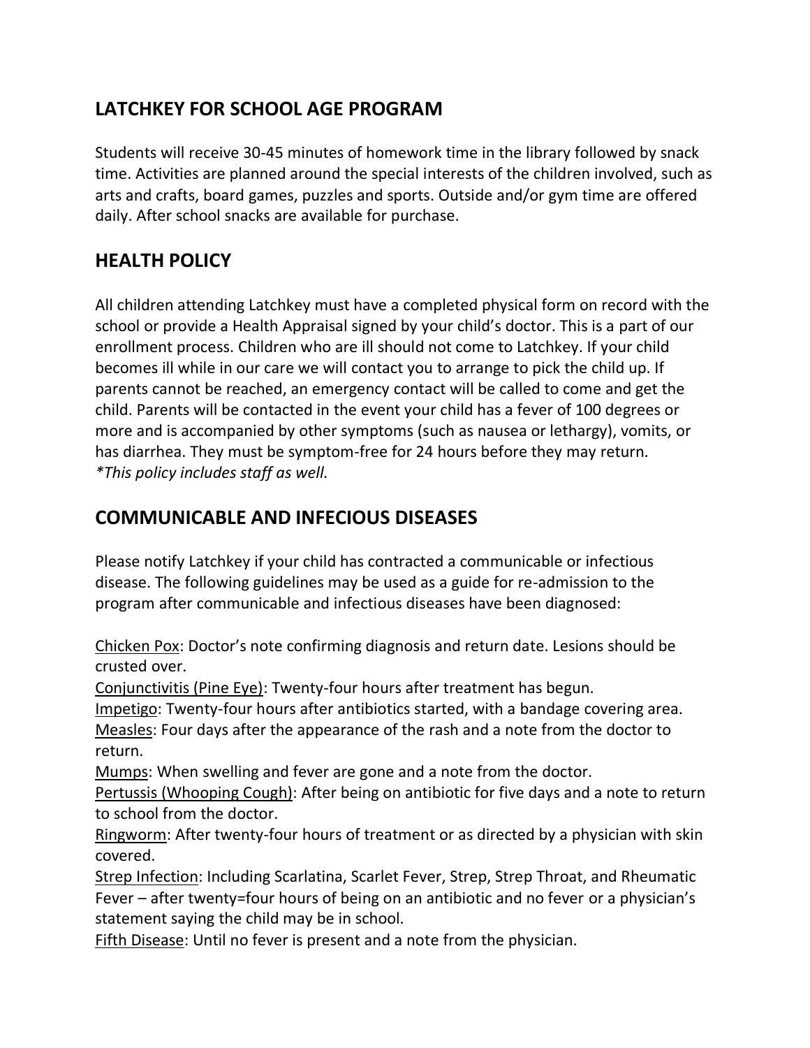## LATCHKEY FOR SCHOOL AGE PROGRAM

Students will receive 30-45 minutes of homework time in the library followed by snack time. Activities are planned around the special interests of the children involved, such as arts and crafts, board games, puzzles and sports. Outside and/or gym time are offered daily. After school snacks are available for purchase.

## HEALTH POLICY

All children attending Latchkey must have a completed physical form on record with the school or provide a Health Appraisal signed by your child's doctor. This is a part of our enrollment process. Children who are ill should not come to Latchkey. If your child becomes ill while in our care we will contact you to arrange to pick the child up. If parents cannot be reached, an emergency contact will be called to come and get the child. Parents will be contacted in the event your child has a fever of 100 degrees or more and is accompanied by other symptoms (such as nausea or lethargy), vomits, or has diarrhea. They must be symptom-free for 24 hours before they may return.
*\*This policy includes staff as well.*

## COMMUNICABLE AND INFECIOUS DISEASES

Please notify Latchkey if your child has contracted a communicable or infectious disease. The following guidelines may be used as a guide for re-admission to the program after communicable and infectious diseases have been diagnosed:

<u>Chicken Pox</u>: Doctor's note confirming diagnosis and return date. Lesions should be crusted over.
<u>Conjunctivitis (Pine Eye)</u>: Twenty-four hours after treatment has begun.
<u>Impetigo</u>: Twenty-four hours after antibiotics started, with a bandage covering area.
<u>Measles</u>: Four days after the appearance of the rash and a note from the doctor to return.
<u>Mumps</u>: When swelling and fever are gone and a note from the doctor.
<u>Pertussis (Whooping Cough)</u>: After being on antibiotic for five days and a note to return to school from the doctor.
<u>Ringworm</u>: After twenty-four hours of treatment or as directed by a physician with skin covered.
<u>Strep Infection</u>: Including Scarlatina, Scarlet Fever, Strep, Strep Throat, and Rheumatic Fever – after twenty=four hours of being on an antibiotic and no fever or a physician's statement saying the child may be in school.
<u>Fifth Disease</u>: Until no fever is present and a note from the physician.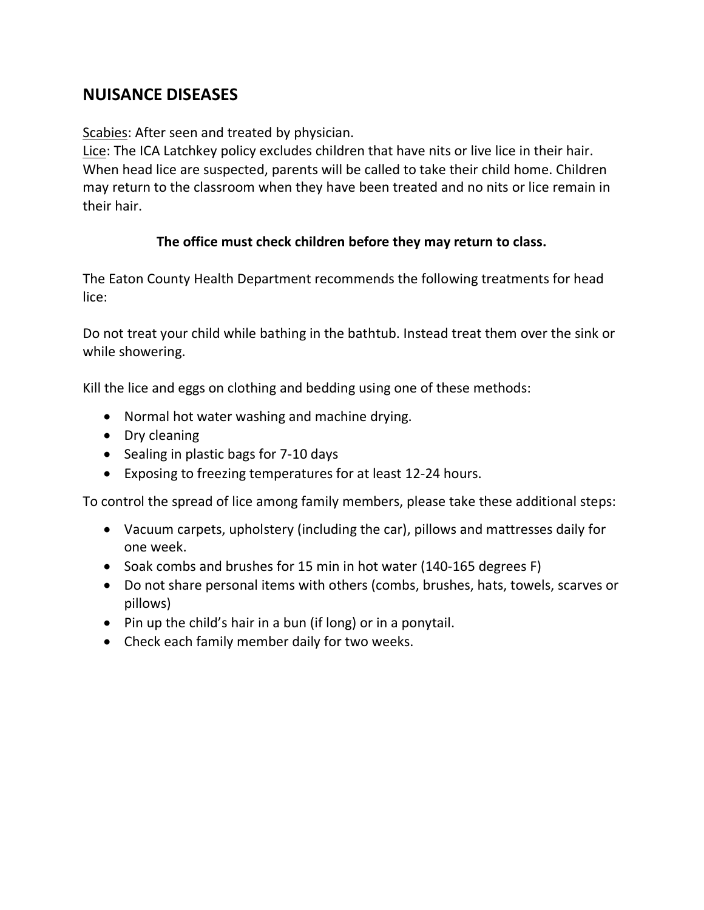## NUISANCE DIASEASES

Scabies: After seen and treated by physician.
Lice: The ICA Latchkey policy excludes children that have nits or live lice in their hair. When head lice are suspected, parents will be called to take their child home. Children may return to the classroom when they have been treated and no nits or lice remain in their hair.

**The office must check children before they may return to class.**

The Eaton County Health Department recommends the following treatments for head lice:

Do not treat your child while bathing in the bathtub. Instead treat them over the sink or while showering.

Kill the lice and eggs on clothing and bedding using one of these methods:

- Normal hot water washing and machine drying.
- Dry cleaning
- Sealing in plastic bags for 7-10 days
- Exposing to freezing temperatures for at least 12-24 hours.

To control the spread of lice among family members, please take these additional steps:

- Vacuum carpets, upholstery (including the car), pillows and mattresses daily for one week.
- Soak combs and brushes for 15 min in hot water (140-165 degrees F)
- Do not share personal items with others (combs, brushes, hats, towels, scarves or pillows)
- Pin up the child's hair in a bun (if long) or in a ponytail.
- Check each family member daily for two weeks.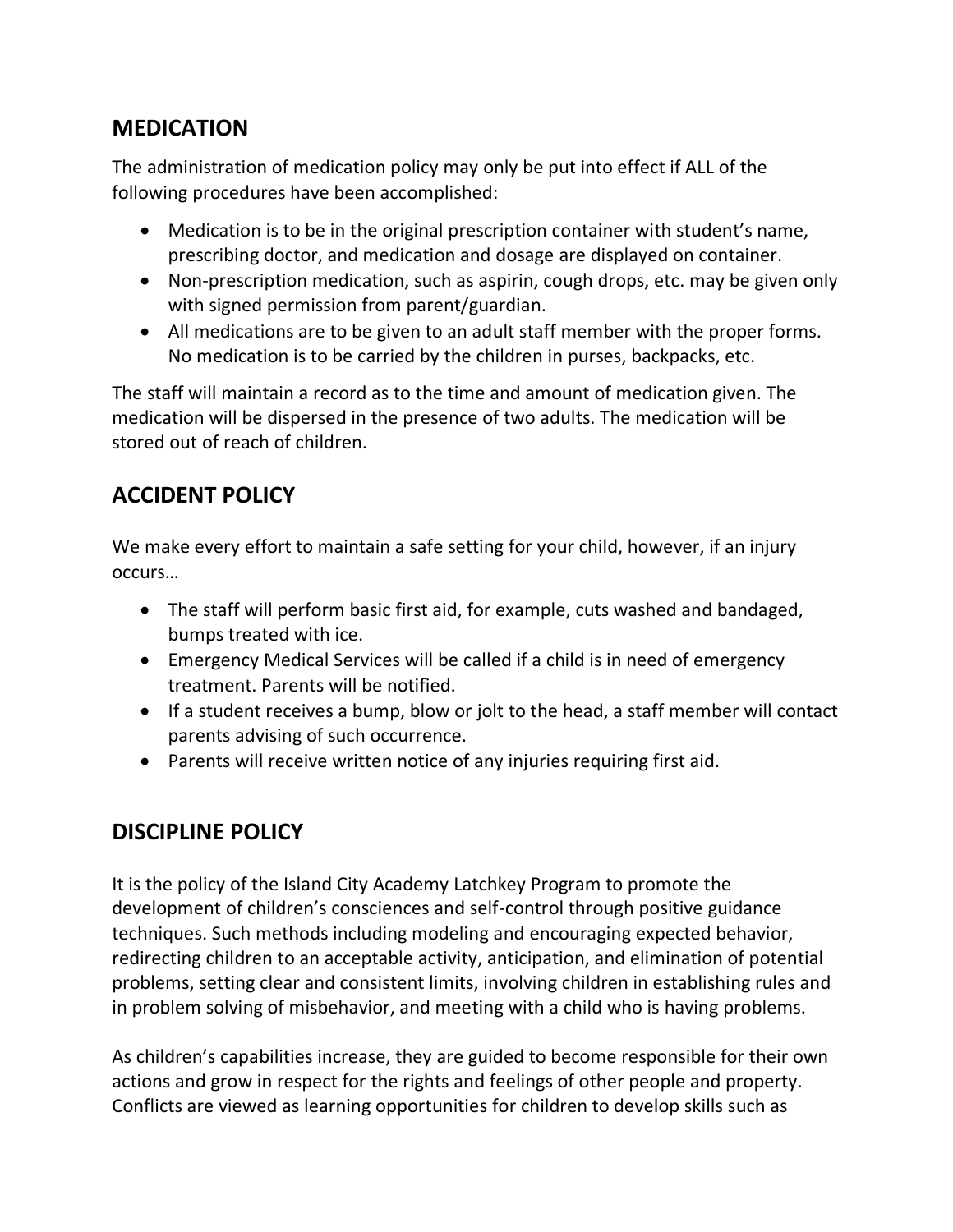## MEDICATION

The administration of medication policy may only be put into effect if ALL of the following procedures have been accomplished:

- Medication is to be in the original prescription container with student's name, prescribing doctor, and medication and dosage are displayed on container.
- Non-prescription medication, such as aspirin, cough drops, etc. may be given only with signed permission from parent/guardian.
- All medications are to be given to an adult staff member with the proper forms. No medication is to be carried by the children in purses, backpacks, etc.

The staff will maintain a record as to the time and amount of medication given. The medication will be dispersed in the presence of two adults. The medication will be stored out of reach of children.

## ACCIDENT POLICY

We make every effort to maintain a safe setting for your child, however, if an injury occurs…

- The staff will perform basic first aid, for example, cuts washed and bandaged, bumps treated with ice.
- Emergency Medical Services will be called if a child is in need of emergency treatment. Parents will be notified.
- If a student receives a bump, blow or jolt to the head, a staff member will contact parents advising of such occurrence.
- Parents will receive written notice of any injuries requiring first aid.

## DISCIPLINE POLICY

It is the policy of the Island City Academy Latchkey Program to promote the development of children's consciences and self-control through positive guidance techniques. Such methods including modeling and encouraging expected behavior, redirecting children to an acceptable activity, anticipation, and elimination of potential problems, setting clear and consistent limits, involving children in establishing rules and in problem solving of misbehavior, and meeting with a child who is having problems.

As children's capabilities increase, they are guided to become responsible for their own actions and grow in respect for the rights and feelings of other people and property. Conflicts are viewed as learning opportunities for children to develop skills such as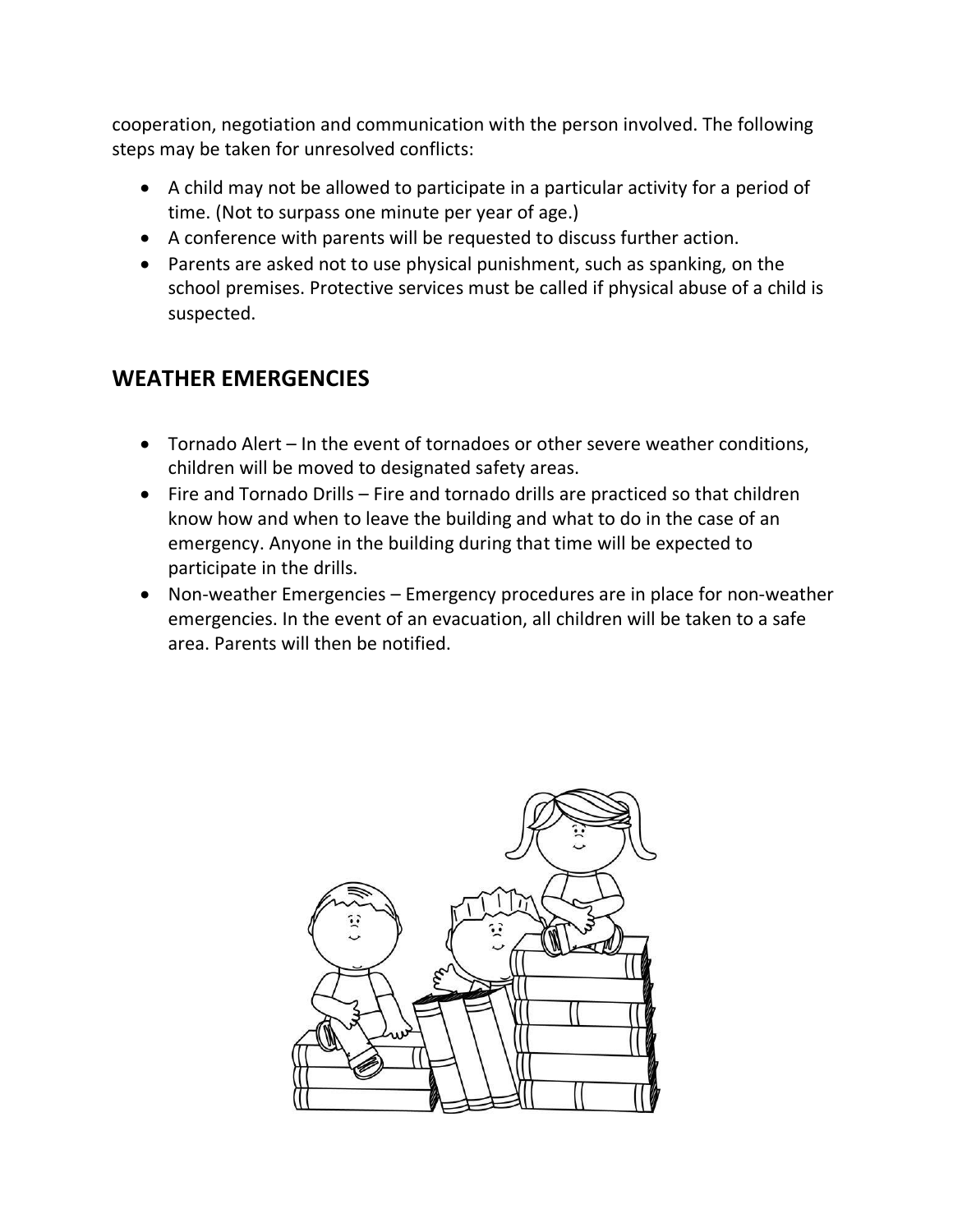cooperation, negotiation and communication with the person involved. The following steps may be taken for unresolved conflicts:

- A child may not be allowed to participate in a particular activity for a period of time. (Not to surpass one minute per year of age.)
- A conference with parents will be requested to discuss further action.
- Parents are asked not to use physical punishment, such as spanking, on the school premises. Protective services must be called if physical abuse of a child is suspected.

## WEATHER EMERGENCIES

- Tornado Alert – In the event of tornadoes or other severe weather conditions, children will be moved to designated safety areas.
- Fire and Tornado Drills – Fire and tornado drills are practiced so that children know how and when to leave the building and what to do in the case of an emergency. Anyone in the building during that time will be expected to participate in the drills.
- Non-weather Emergencies – Emergency procedures are in place for non-weather emergencies. In the event of an evacuation, all children will be taken to a safe area. Parents will then be notified.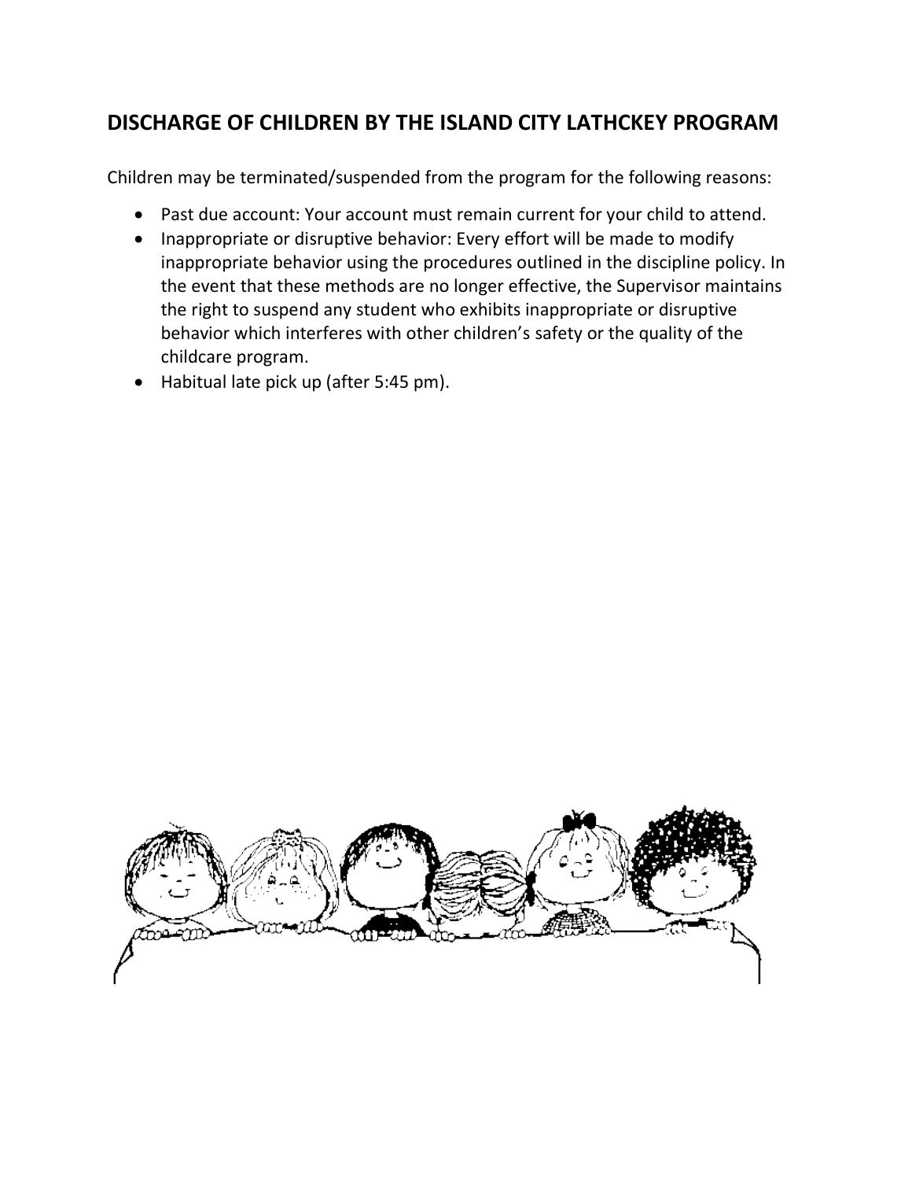## DISCHARGE OF CHILDREN BY THE ISLAND CITY LATHCKEY PROGRAM

Children may be terminated/suspended from the program for the following reasons:

- Past due account: Your account must remain current for your child to attend.
- Inappropriate or disruptive behavior: Every effort will be made to modify inappropriate behavior using the procedures outlined in the discipline policy. In the event that these methods are no longer effective, the Supervisor maintains the right to suspend any student who exhibits inappropriate or disruptive behavior which interferes with other children's safety or the quality of the childcare program.
- Habitual late pick up (after 5:45 pm).